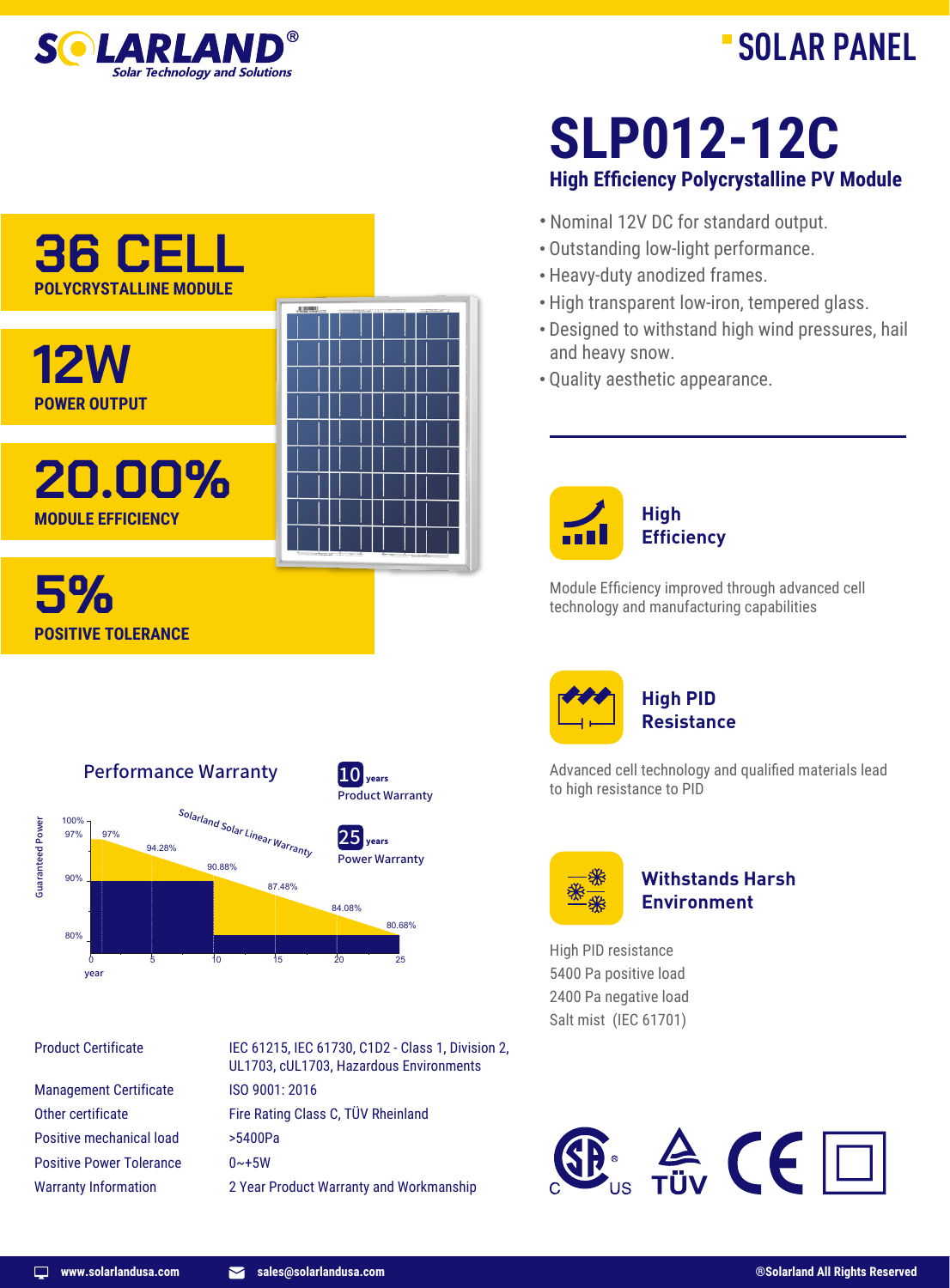# SOLARLAND®

*Solar Technology and Solutions*

**SOLAR PANEL**

# SLP012-12C

## High Efficiency Polycrystalline PV Module

**36 CELL**
POLYCRYSTALLINE MODULE

**12W**
POWER OUTPUT

**20.00%**
MODULE EFFICIENCY

**5%**
POSITIVE TOLERANCE

- Nominal 12V DC for standard output.
- Outstanding low-light performance.
- Heavy-duty anodized frames.
- High transparent low-iron, tempered glass.
- Designed to withstand high wind pressures, hail and heavy snow.
- Quality aesthetic appearance.

### High Efficiency

Module Efficiency improved through advanced cell technology and manufacturing capabilities

### High PID Resistance

Advanced cell technology and qualified materials lead to high resistance to PID

### Withstands Harsh Environment

High PID resistance
5400 Pa positive load
2400 Pa negative load
Salt mist (IEC 61701)

### Performance Warranty

10 years Product Warranty

25 years Power Warranty

Solarland Solar Linear Warranty

| Year | Guaranteed Power |
| --- | --- |
| 0 | 97% |
| 5 | 94.28% |
| 10 | 90.88% |
| 15 | 87.48% |
| 20 | 84.08% |
| 25 | 80.68% |

| | |
| --- | --- |
| Product Certificate | IEC 61215, IEC 61730, C1D2 - Class 1, Division 2, UL1703, cUL1703, Hazardous Environments |
| Management Certificate | ISO 9001: 2016 |
| Other certificate | Fire Rating Class C, TÜV Rheinland |
| Positive mechanical load | >5400Pa |
| Positive Power Tolerance | 0~+5W |
| Warranty Information | 2 Year Product Warranty and Workmanship |

www.solarlandusa.com | sales@solarlandusa.com | ®Solarland All Rights Reserved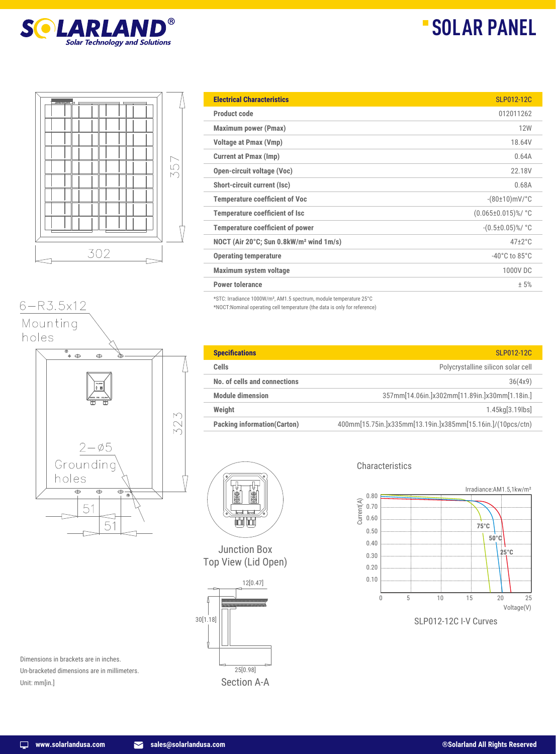# SOLAR PANEL

302

357

6−R3.5x12
Mounting holes

323

2−ø5
Grounding holes

51

51

| Electrical Characteristics | SLP012-12C |
|---|---|
| Product code | 012011262 |
| Maximum power (Pmax) | 12W |
| Voltage at Pmax (Vmp) | 18.64V |
| Current at Pmax (Imp) | 0.64A |
| Open-circuit voltage (Voc) | 22.18V |
| Short-circuit current (Isc) | 0.68A |
| Temperature coefficient of Voc | -(80±10)mV/°C |
| Temperature coefficient of Isc | (0.065±0.015)%/ °C |
| Temperature coefficient of power | -(0.5±0.05)%/ °C |
| NOCT (Air 20°C; Sun 0.8kW/m² wind 1m/s) | 47±2°C |
| Operating temperature | -40°C to 85°C |
| Maximum system voltage | 1000V DC |
| Power tolerance | ± 5% |

*STC: Irradiance 1000W/m², AM1.5 spectrum, module temperature 25°C
*NOCT:Nominal operating cell temperature (the data is only for reference)

| Specifications | SLP012-12C |
|---|---|
| Cells | Polycrystalline silicon solar cell |
| No. of cells and connections | 36(4x9) |
| Module dimension | 357mm[14.06in.]x302mm[11.89in.]x30mm[1.18in.] |
| Weight | 1.45kg[3.19lbs] |
| Packing information(Carton) | 400mm[15.75in.]x335mm[13.19in.]x385mm[15.16in.]/(10pcs/ctn) |

Junction Box
Top View (Lid Open)

12[0.47]
30[1.18]
25[0.98]
Section A-A

Characteristics

Irradiance:AM1.5,1kw/m²
Current(A)
0.80
0.70
0.60
0.50
0.40
0.30
0.20
0.10
75°C
50°C
25°C
0
5
10
15
20
25
Voltage(V)

SLP012-12C I-V Curves

Dimensions in brackets are in inches.
Un-bracketed dimensions are in millimeters.
Unit: mm[in.]